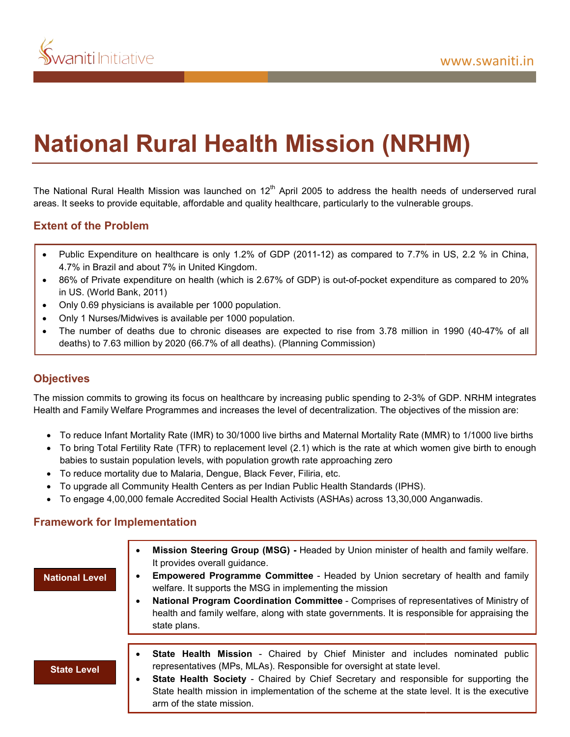# National Rural Health Mission (NRHM)

The National Rural Health Mission was launched on 12th April 2005 to address the health needs of underserved rural areas. It seeks to provide equitable, affordable and quality healthcare, particularly to the vulnerable groups.

## Extent of the Problem

- Public Expenditure on healthcare is only 1.2% of GDP (2011-12) as compared to 7.7% in US, 2.2 % in China, 4.7% in Brazil and about 7% in United Kingdom.
- 86% of Private expenditure on health (which is 2.67% of GDP) is out-of-pocket expenditure as compared to 20% in US. (World Bank, 2011)
- Only 0.69 physicians is available per 1000 population.
- Only 1 Nurses/Midwives is available per 1000 population.
- The number of deaths due to chronic diseases are expected to rise from 3.78 million in 1990 (40-47% of all deaths) to 7.63 million by 2020 (66.7% of all deaths). (Planning Commission)

## Objectives

The mission commits to growing its focus on healthcare by increasing public spending to 2-3% of GDP. NRHM integrates Health and Family Welfare Programmes and increases the level of decentralization. The objectives of the mission are:

- To reduce Infant Mortality Rate (IMR) to 30/1000 live births and Maternal Mortality Rate (MMR) to 1/1000 live births
- To bring Total Fertility Rate (TFR) to replacement level (2.1) which is the rate at which women give birth to enough babies to sustain population levels, with population growth rate approaching zero
- To reduce mortality due to Malaria, Dengue, Black Fever, Filiria, etc.
- To upgrade all Community Health Centers as per Indian Public Health Standards (IPHS).
- To engage 4,00,000 female Accredited Social Health Activists (ASHAs) across 13,30,000 Anganwadis.

## Framework for Implementation

**National Level**

- **Mission Steering Group (MSG) -** Headed by Union minister of health and family welfare. It provides overall guidance.
- **Empowered Programme Committee** - Headed by Union secretary of health and family welfare. It supports the MSG in implementing the mission
- **National Program Coordination Committee** - Comprises of representatives of Ministry of health and family welfare, along with state governments. It is responsible for appraising the state plans.

**State Level**

- **State Health Mission** - Chaired by Chief Minister and includes nominated public representatives (MPs, MLAs). Responsible for oversight at state level.
- **State Health Society** - Chaired by Chief Secretary and responsible for supporting the State health mission in implementation of the scheme at the state level. It is the executive arm of the state mission.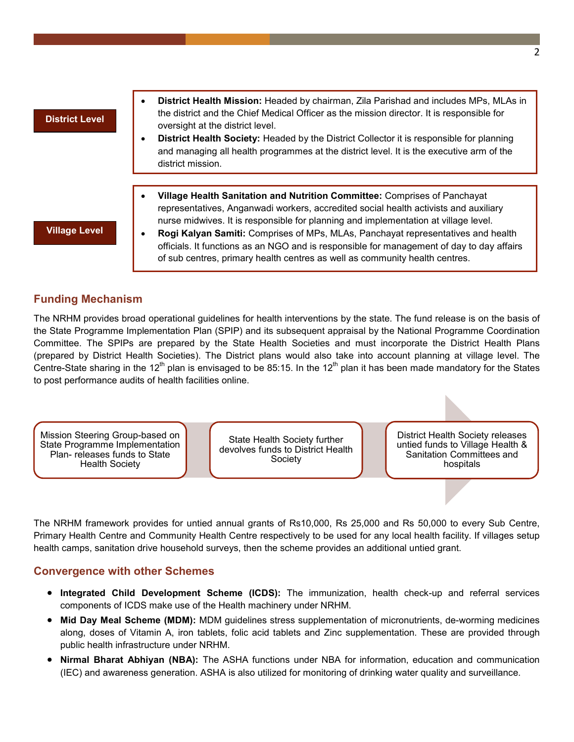**District Level**

- **District Health Mission:** Headed by chairman, Zila Parishad and includes MPs, MLAs in the district and the Chief Medical Officer as the mission director. It is responsible for oversight at the district level.
- **District Health Society:** Headed by the District Collector it is responsible for planning and managing all health programmes at the district level. It is the executive arm of the district mission.

**Village Level**

- **Village Health Sanitation and Nutrition Committee:** Comprises of Panchayat representatives, Anganwadi workers, accredited social health activists and auxiliary nurse midwives. It is responsible for planning and implementation at village level.
- **Rogi Kalyan Samiti:** Comprises of MPs, MLAs, Panchayat representatives and health officials. It functions as an NGO and is responsible for management of day to day affairs of sub centres, primary health centres as well as community health centres.

## Funding Mechanism

The NRHM provides broad operational guidelines for health interventions by the state. The fund release is on the basis of the State Programme Implementation Plan (SPIP) and its subsequent appraisal by the National Programme Coordination Committee. The SPIPs are prepared by the State Health Societies and must incorporate the District Health Plans (prepared by District Health Societies). The District plans would also take into account planning at village level. The Centre-State sharing in the 12th plan is envisaged to be 85:15. In the 12th plan it has been made mandatory for the States to post performance audits of health facilities online.

Mission Steering Group-based on State Programme Implementation Plan- releases funds to State Health Society → State Health Society further devolves funds to District Health Society → District Health Society releases untied funds to Village Health & Sanitation Committees and hospitals

The NRHM framework provides for untied annual grants of Rs10,000, Rs 25,000 and Rs 50,000 to every Sub Centre, Primary Health Centre and Community Health Centre respectively to be used for any local health facility. If villages setup health camps, sanitation drive household surveys, then the scheme provides an additional untied grant.

## Convergence with other Schemes

- **Integrated Child Development Scheme (ICDS):** The immunization, health check-up and referral services components of ICDS make use of the Health machinery under NRHM.
- **Mid Day Meal Scheme (MDM):** MDM guidelines stress supplementation of micronutrients, de-worming medicines along, doses of Vitamin A, iron tablets, folic acid tablets and Zinc supplementation. These are provided through public health infrastructure under NRHM.
- **Nirmal Bharat Abhiyan (NBA):** The ASHA functions under NBA for information, education and communication (IEC) and awareness generation. ASHA is also utilized for monitoring of drinking water quality and surveillance.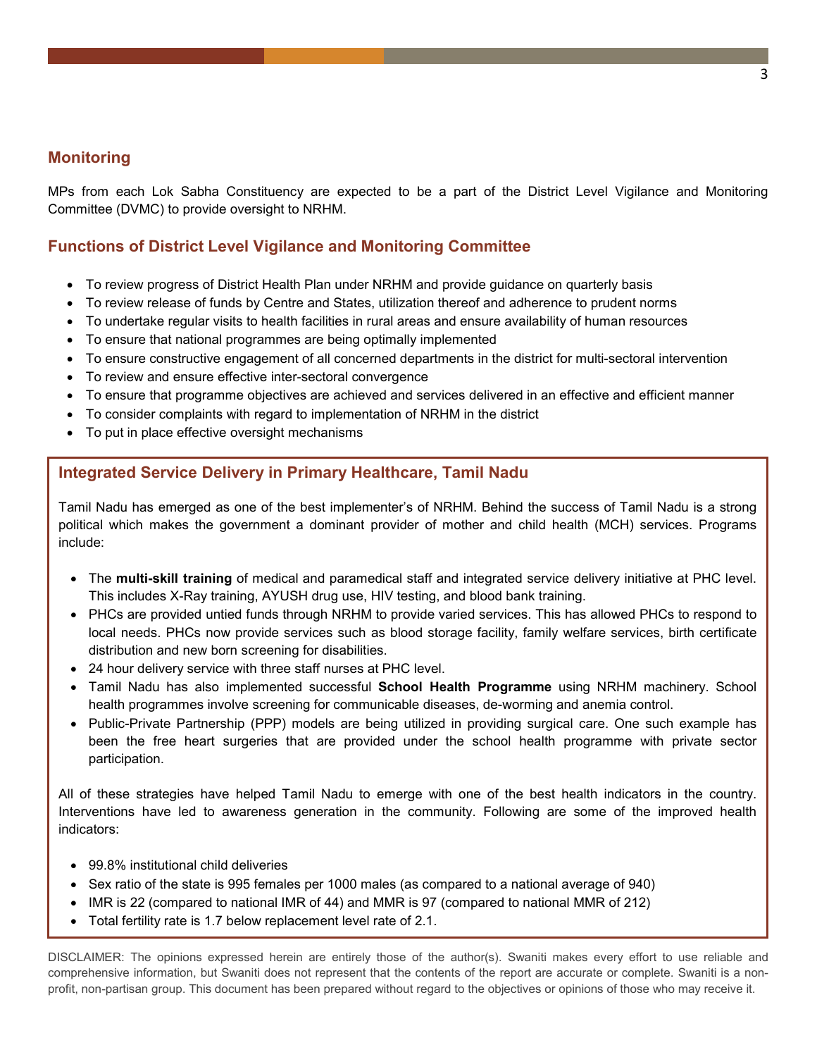## Monitoring

MPs from each Lok Sabha Constituency are expected to be a part of the District Level Vigilance and Monitoring Committee (DVMC) to provide oversight to NRHM.

## Functions of District Level Vigilance and Monitoring Committee

- To review progress of District Health Plan under NRHM and provide guidance on quarterly basis
- To review release of funds by Centre and States, utilization thereof and adherence to prudent norms
- To undertake regular visits to health facilities in rural areas and ensure availability of human resources
- To ensure that national programmes are being optimally implemented
- To ensure constructive engagement of all concerned departments in the district for multi-sectoral intervention
- To review and ensure effective inter-sectoral convergence
- To ensure that programme objectives are achieved and services delivered in an effective and efficient manner
- To consider complaints with regard to implementation of NRHM in the district
- To put in place effective oversight mechanisms

### Integrated Service Delivery in Primary Healthcare, Tamil Nadu

Tamil Nadu has emerged as one of the best implementer's of NRHM. Behind the success of Tamil Nadu is a strong political which makes the government a dominant provider of mother and child health (MCH) services. Programs include:

- The **multi-skill training** of medical and paramedical staff and integrated service delivery initiative at PHC level. This includes X-Ray training, AYUSH drug use, HIV testing, and blood bank training.
- PHCs are provided untied funds through NRHM to provide varied services. This has allowed PHCs to respond to local needs. PHCs now provide services such as blood storage facility, family welfare services, birth certificate distribution and new born screening for disabilities.
- 24 hour delivery service with three staff nurses at PHC level.
- Tamil Nadu has also implemented successful **School Health Programme** using NRHM machinery. School health programmes involve screening for communicable diseases, de-worming and anemia control.
- Public-Private Partnership (PPP) models are being utilized in providing surgical care. One such example has been the free heart surgeries that are provided under the school health programme with private sector participation.

All of these strategies have helped Tamil Nadu to emerge with one of the best health indicators in the country. Interventions have led to awareness generation in the community. Following are some of the improved health indicators:

- 99.8% institutional child deliveries
- Sex ratio of the state is 995 females per 1000 males (as compared to a national average of 940)
- IMR is 22 (compared to national IMR of 44) and MMR is 97 (compared to national MMR of 212)
- Total fertility rate is 1.7 below replacement level rate of 2.1.

DISCLAIMER: The opinions expressed herein are entirely those of the author(s). Swaniti makes every effort to use reliable and comprehensive information, but Swaniti does not represent that the contents of the report are accurate or complete. Swaniti is a non-profit, non-partisan group. This document has been prepared without regard to the objectives or opinions of those who may receive it.